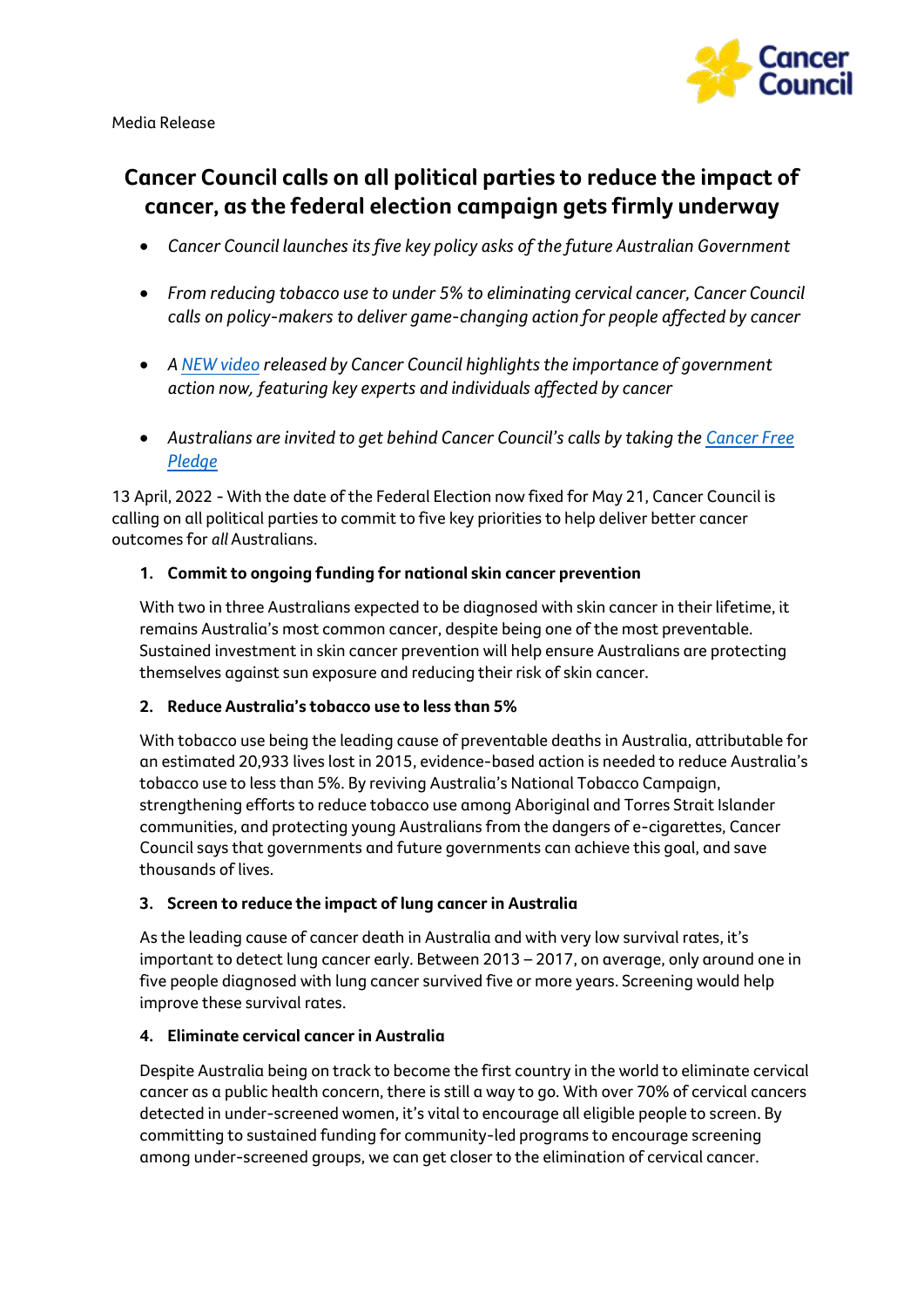Media Release

# Cancer Council calls on all political parties to reduce the impact of cancer, as the federal election campaign gets firmly underway

- *Cancer Council launches its five key policy asks of the future Australian Government*
- *From reducing tobacco use to under 5% to eliminating cervical cancer, Cancer Council calls on policy-makers to deliver game-changing action for people affected by cancer*
- *A NEW video released by Cancer Council highlights the importance of government action now, featuring key experts and individuals affected by cancer*
- *Australians are invited to get behind Cancer Council's calls by taking the Cancer Free Pledge*

13 April, 2022 - With the date of the Federal Election now fixed for May 21, Cancer Council is calling on all political parties to commit to five key priorities to help deliver better cancer outcomes for *all* Australians.

1. **Commit to ongoing funding for national skin cancer prevention**

   With two in three Australians expected to be diagnosed with skin cancer in their lifetime, it remains Australia's most common cancer, despite being one of the most preventable. Sustained investment in skin cancer prevention will help ensure Australians are protecting themselves against sun exposure and reducing their risk of skin cancer.

2. **Reduce Australia's tobacco use to less than 5%**

   With tobacco use being the leading cause of preventable deaths in Australia, attributable for an estimated 20,933 lives lost in 2015, evidence-based action is needed to reduce Australia's tobacco use to less than 5%. By reviving Australia's National Tobacco Campaign, strengthening efforts to reduce tobacco use among Aboriginal and Torres Strait Islander communities, and protecting young Australians from the dangers of e-cigarettes, Cancer Council says that governments and future governments can achieve this goal, and save thousands of lives.

3. **Screen to reduce the impact of lung cancer in Australia**

   As the leading cause of cancer death in Australia and with very low survival rates, it's important to detect lung cancer early. Between 2013 – 2017, on average, only around one in five people diagnosed with lung cancer survived five or more years. Screening would help improve these survival rates.

4. **Eliminate cervical cancer in Australia**

   Despite Australia being on track to become the first country in the world to eliminate cervical cancer as a public health concern, there is still a way to go. With over 70% of cervical cancers detected in under-screened women, it's vital to encourage all eligible people to screen. By committing to sustained funding for community-led programs to encourage screening among under-screened groups, we can get closer to the elimination of cervical cancer.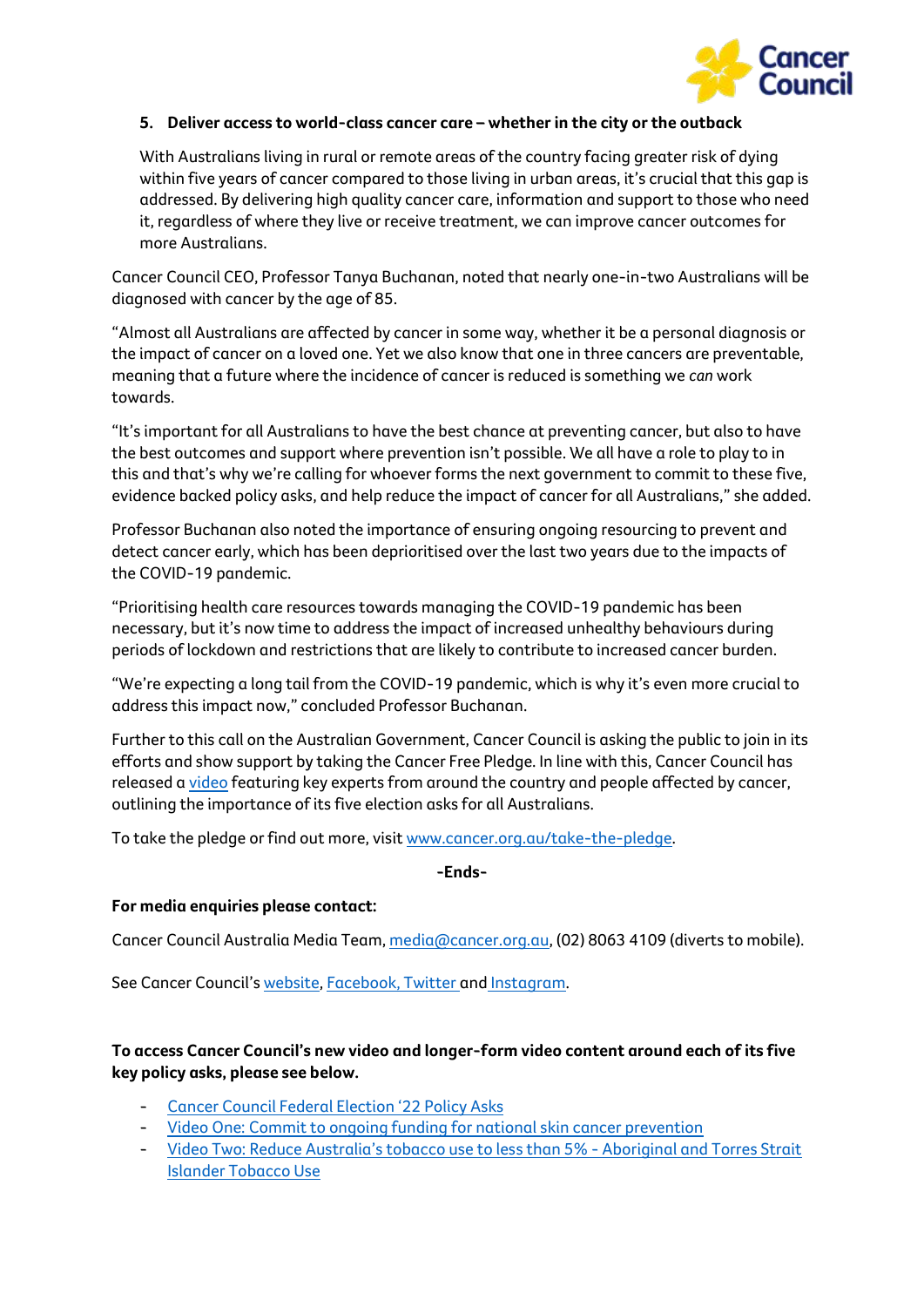5. **Deliver access to world-class cancer care – whether in the city or the outback**

   With Australians living in rural or remote areas of the country facing greater risk of dying within five years of cancer compared to those living in urban areas, it's crucial that this gap is addressed. By delivering high quality cancer care, information and support to those who need it, regardless of where they live or receive treatment, we can improve cancer outcomes for more Australians.

Cancer Council CEO, Professor Tanya Buchanan, noted that nearly one-in-two Australians will be diagnosed with cancer by the age of 85.

"Almost all Australians are affected by cancer in some way, whether it be a personal diagnosis or the impact of cancer on a loved one. Yet we also know that one in three cancers are preventable, meaning that a future where the incidence of cancer is reduced is something we *can* work towards.

"It's important for all Australians to have the best chance at preventing cancer, but also to have the best outcomes and support where prevention isn't possible. We all have a role to play to in this and that's why we're calling for whoever forms the next government to commit to these five, evidence backed policy asks, and help reduce the impact of cancer for all Australians," she added.

Professor Buchanan also noted the importance of ensuring ongoing resourcing to prevent and detect cancer early, which has been deprioritised over the last two years due to the impacts of the COVID-19 pandemic.

"Prioritising health care resources towards managing the COVID-19 pandemic has been necessary, but it's now time to address the impact of increased unhealthy behaviours during periods of lockdown and restrictions that are likely to contribute to increased cancer burden.

"We're expecting a long tail from the COVID-19 pandemic, which is why it's even more crucial to address this impact now," concluded Professor Buchanan.

Further to this call on the Australian Government, Cancer Council is asking the public to join in its efforts and show support by taking the Cancer Free Pledge. In line with this, Cancer Council has released a video featuring key experts from around the country and people affected by cancer, outlining the importance of its five election asks for all Australians.

To take the pledge or find out more, visit www.cancer.org.au/take-the-pledge.

**-Ends-**

**For media enquiries please contact:**

Cancer Council Australia Media Team, media@cancer.org.au, (02) 8063 4109 (diverts to mobile).

See Cancer Council's website, Facebook, Twitter and Instagram.

**To access Cancer Council's new video and longer-form video content around each of its five key policy asks, please see below.**

- Cancer Council Federal Election '22 Policy Asks
- Video One: Commit to ongoing funding for national skin cancer prevention
- Video Two: Reduce Australia's tobacco use to less than 5% - Aboriginal and Torres Strait Islander Tobacco Use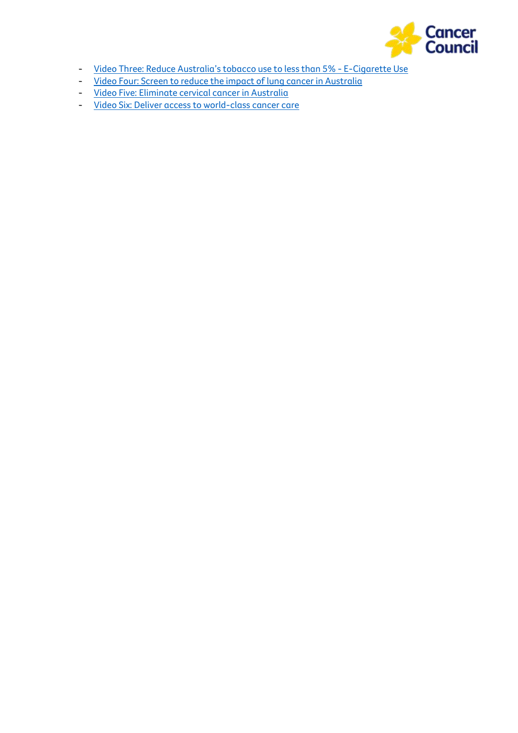- Video Three: Reduce Australia's tobacco use to less than 5% - E-Cigarette Use
- Video Four: Screen to reduce the impact of lung cancer in Australia
- Video Five: Eliminate cervical cancer in Australia
- Video Six: Deliver access to world-class cancer care